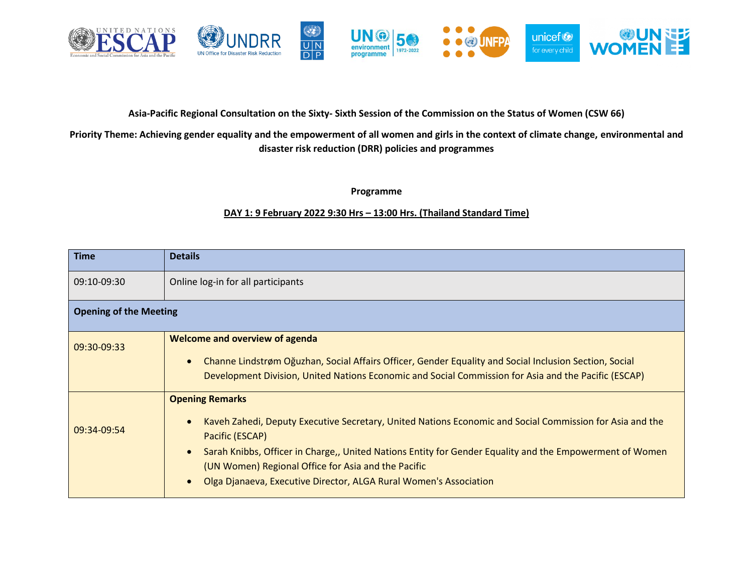**Asia-Pacific Regional Consultation on the Sixty- Sixth Session of the Commission on the Status of Women (CSW 66)**

**Priority Theme: Achieving gender equality and the empowerment of all women and girls in the context of climate change, environmental and disaster risk reduction (DRR) policies and programmes**

**Programme**

**DAY 1: 9 February 2022 9:30 Hrs – 13:00 Hrs. (Thailand Standard Time)**

| Time | Details |
|---|---|
| 09:10-09:30 | Online log-in for all participants |
| **Opening of the Meeting** | |
| 09:30-09:33 | **Welcome and overview of agenda**<br>• Channe Lindstrøm Oğuzhan, Social Affairs Officer, Gender Equality and Social Inclusion Section, Social Development Division, United Nations Economic and Social Commission for Asia and the Pacific (ESCAP) |
| 09:34-09:54 | **Opening Remarks**<br>• Kaveh Zahedi, Deputy Executive Secretary, United Nations Economic and Social Commission for Asia and the Pacific (ESCAP)<br>• Sarah Knibbs, Officer in Charge,, United Nations Entity for Gender Equality and the Empowerment of Women (UN Women) Regional Office for Asia and the Pacific<br>• Olga Djanaeva, Executive Director, ALGA Rural Women's Association |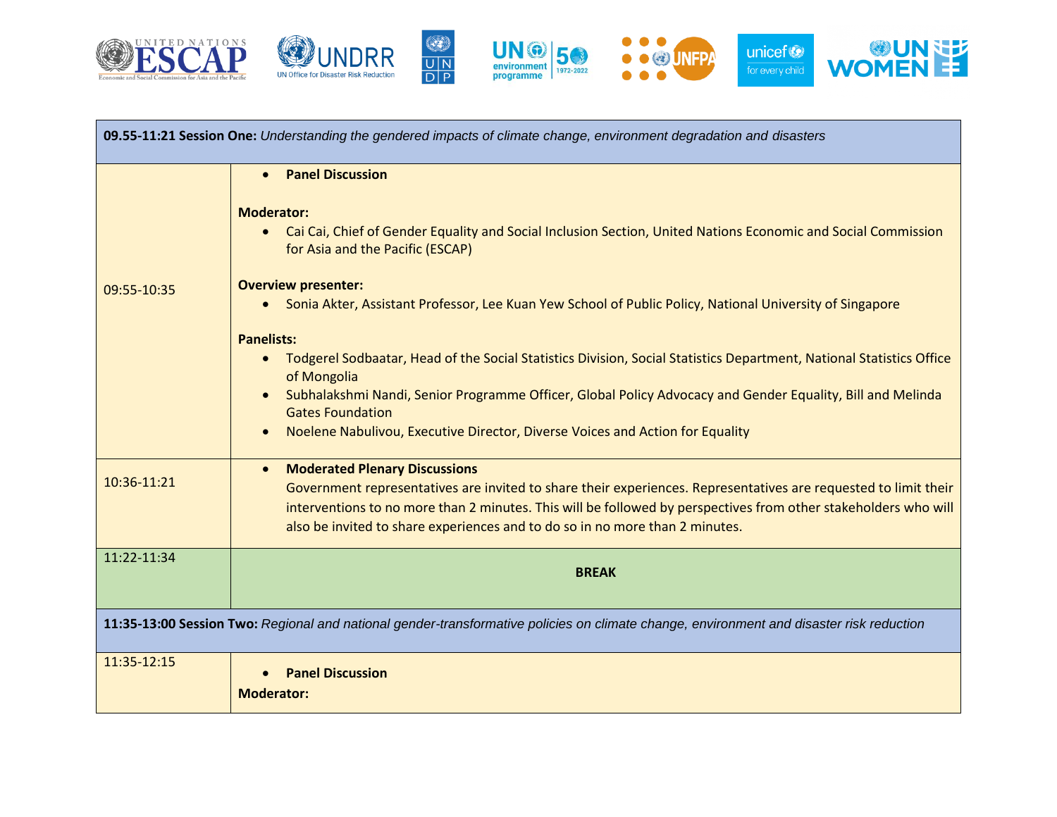| 09.55-11:21 Session One: *Understanding the gendered impacts of climate change, environment degradation and disasters* | |
|---|---|
| 09:55-10:35 | • **Panel Discussion**<br><br>**Moderator:**<br>• Cai Cai, Chief of Gender Equality and Social Inclusion Section, United Nations Economic and Social Commission for Asia and the Pacific (ESCAP)<br><br>**Overview presenter:**<br>• Sonia Akter, Assistant Professor, Lee Kuan Yew School of Public Policy, National University of Singapore<br><br>**Panelists:**<br>• Todgerel Sodbaatar, Head of the Social Statistics Division, Social Statistics Department, National Statistics Office of Mongolia<br>• Subhalakshmi Nandi, Senior Programme Officer, Global Policy Advocacy and Gender Equality, Bill and Melinda Gates Foundation<br>• Noelene Nabulivou, Executive Director, Diverse Voices and Action for Equality |
| 10:36-11:21 | • **Moderated Plenary Discussions**<br>Government representatives are invited to share their experiences. Representatives are requested to limit their interventions to no more than 2 minutes. This will be followed by perspectives from other stakeholders who will also be invited to share experiences and to do so in no more than 2 minutes. |
| 11:22-11:34 | **BREAK** |
| **11:35-13:00 Session Two:** *Regional and national gender-transformative policies on climate change, environment and disaster risk reduction* | |
| 11:35-12:15 | • **Panel Discussion**<br>**Moderator:** |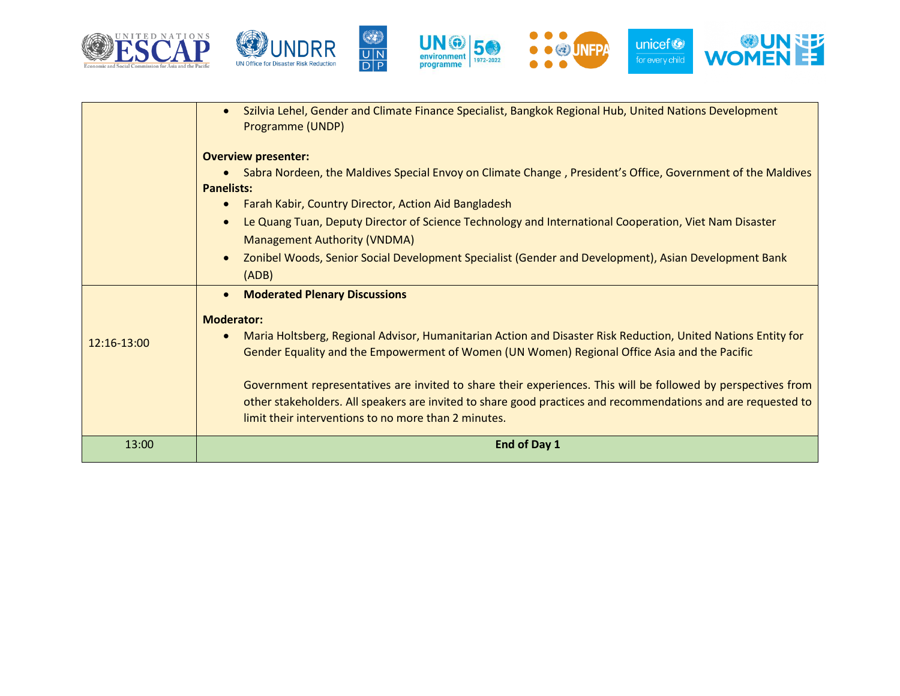| | |
|---|---|
| | • Szilvia Lehel, Gender and Climate Finance Specialist, Bangkok Regional Hub, United Nations Development Programme (UNDP)<br><br>**Overview presenter:**<br>• Sabra Nordeen, the Maldives Special Envoy on Climate Change , President's Office, Government of the Maldives<br>**Panelists:**<br>• Farah Kabir, Country Director, Action Aid Bangladesh<br>• Le Quang Tuan, Deputy Director of Science Technology and International Cooperation, Viet Nam Disaster Management Authority (VNDMA)<br>• Zonibel Woods, Senior Social Development Specialist (Gender and Development), Asian Development Bank (ADB) |
| 12:16-13:00 | • **Moderated Plenary Discussions**<br><br>**Moderator:**<br>• Maria Holtsberg, Regional Advisor, Humanitarian Action and Disaster Risk Reduction, United Nations Entity for Gender Equality and the Empowerment of Women (UN Women) Regional Office Asia and the Pacific<br><br>Government representatives are invited to share their experiences. This will be followed by perspectives from other stakeholders. All speakers are invited to share good practices and recommendations and are requested to limit their interventions to no more than 2 minutes. |
| 13:00 | **End of Day 1** |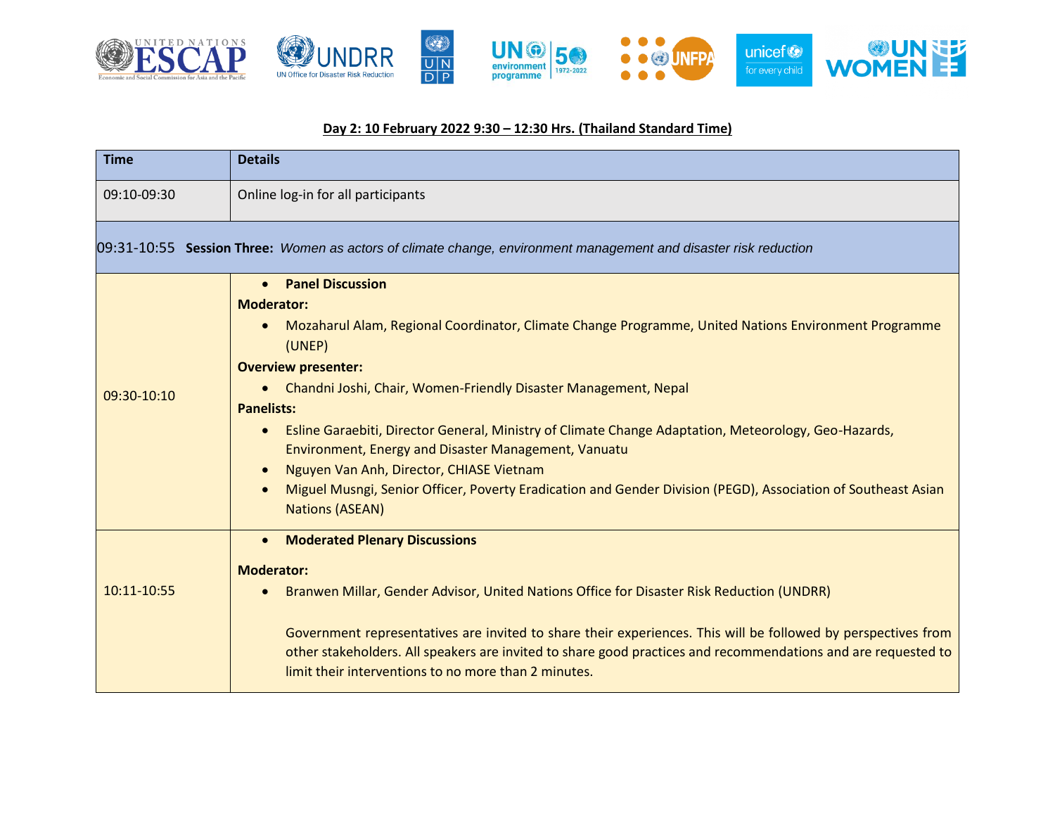**Day 2: 10 February 2022 9:30 – 12:30 Hrs. (Thailand Standard Time)**

| Time | Details |
|---|---|
| 09:10-09:30 | Online log-in for all participants |
| 09:31-10:55 **Session Three:** *Women as actors of climate change, environment management and disaster risk reduction* | |
| 09:30-10:10 | • **Panel Discussion**<br>**Moderator:**<br>• Mozaharul Alam, Regional Coordinator, Climate Change Programme, United Nations Environment Programme (UNEP)<br>**Overview presenter:**<br>• Chandni Joshi, Chair, Women-Friendly Disaster Management, Nepal<br>**Panelists:**<br>• Esline Garaebiti, Director General, Ministry of Climate Change Adaptation, Meteorology, Geo-Hazards, Environment, Energy and Disaster Management, Vanuatu<br>• Nguyen Van Anh, Director, CHIASE Vietnam<br>• Miguel Musngi, Senior Officer, Poverty Eradication and Gender Division (PEGD), Association of Southeast Asian Nations (ASEAN) |
| 10:11-10:55 | • **Moderated Plenary Discussions**<br>**Moderator:**<br>• Branwen Millar, Gender Advisor, United Nations Office for Disaster Risk Reduction (UNDRR)<br>Government representatives are invited to share their experiences. This will be followed by perspectives from other stakeholders. All speakers are invited to share good practices and recommendations and are requested to limit their interventions to no more than 2 minutes. |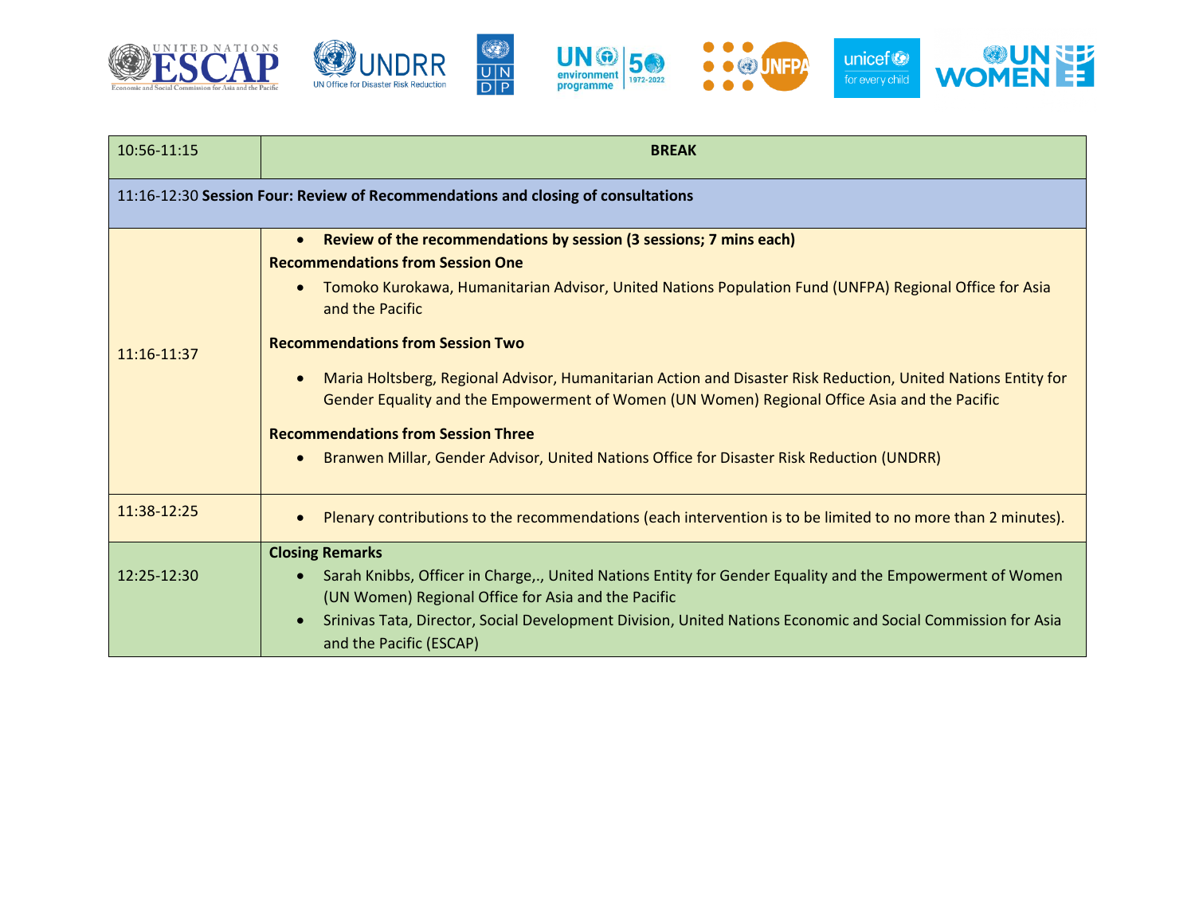| | |
|---|---|
| 10:56-11:15 | **BREAK** |
| 11:16-12:30 **Session Four: Review of Recommendations and closing of consultations** | |
| 11:16-11:37 | • **Review of the recommendations by session (3 sessions; 7 mins each)**<br>**Recommendations from Session One**<br>• Tomoko Kurokawa, Humanitarian Advisor, United Nations Population Fund (UNFPA) Regional Office for Asia and the Pacific<br>**Recommendations from Session Two**<br>• Maria Holtsberg, Regional Advisor, Humanitarian Action and Disaster Risk Reduction, United Nations Entity for Gender Equality and the Empowerment of Women (UN Women) Regional Office Asia and the Pacific<br>**Recommendations from Session Three**<br>• Branwen Millar, Gender Advisor, United Nations Office for Disaster Risk Reduction (UNDRR) |
| 11:38-12:25 | • Plenary contributions to the recommendations (each intervention is to be limited to no more than 2 minutes). |
| 12:25-12:30 | **Closing Remarks**<br>• Sarah Knibbs, Officer in Charge,., United Nations Entity for Gender Equality and the Empowerment of Women (UN Women) Regional Office for Asia and the Pacific<br>• Srinivas Tata, Director, Social Development Division, United Nations Economic and Social Commission for Asia and the Pacific (ESCAP) |